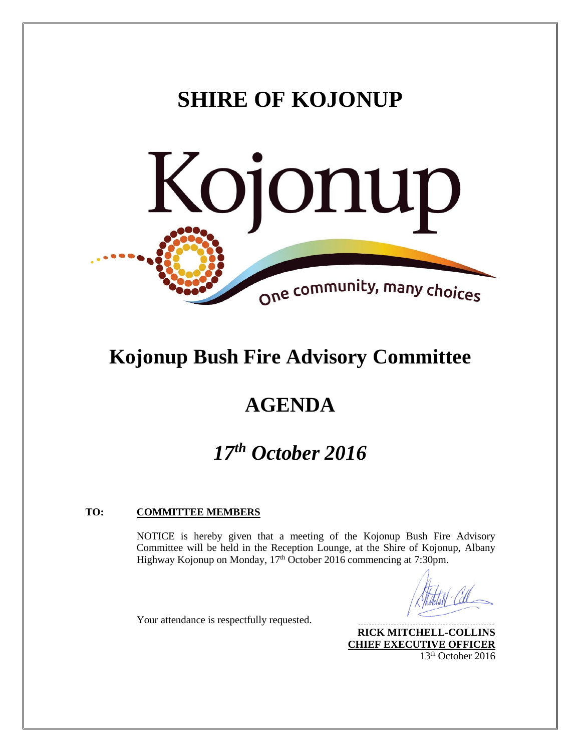# SHIRE OF KOJONUP

Kojonup

One community, many choices

# Kojonup Bush Fire Advisory Committee

# AGENDA

## *17th October 2016*

**TO:** **COMMITTEE MEMBERS**

NOTICE is hereby given that a meeting of the Kojonup Bush Fire Advisory Committee will be held in the Reception Lounge, at the Shire of Kojonup, Albany Highway Kojonup on Monday, 17th October 2016 commencing at 7:30pm.

Your attendance is respectfully requested.

**RICK MITCHELL-COLLINS**
**CHIEF EXECUTIVE OFFICER**
13th October 2016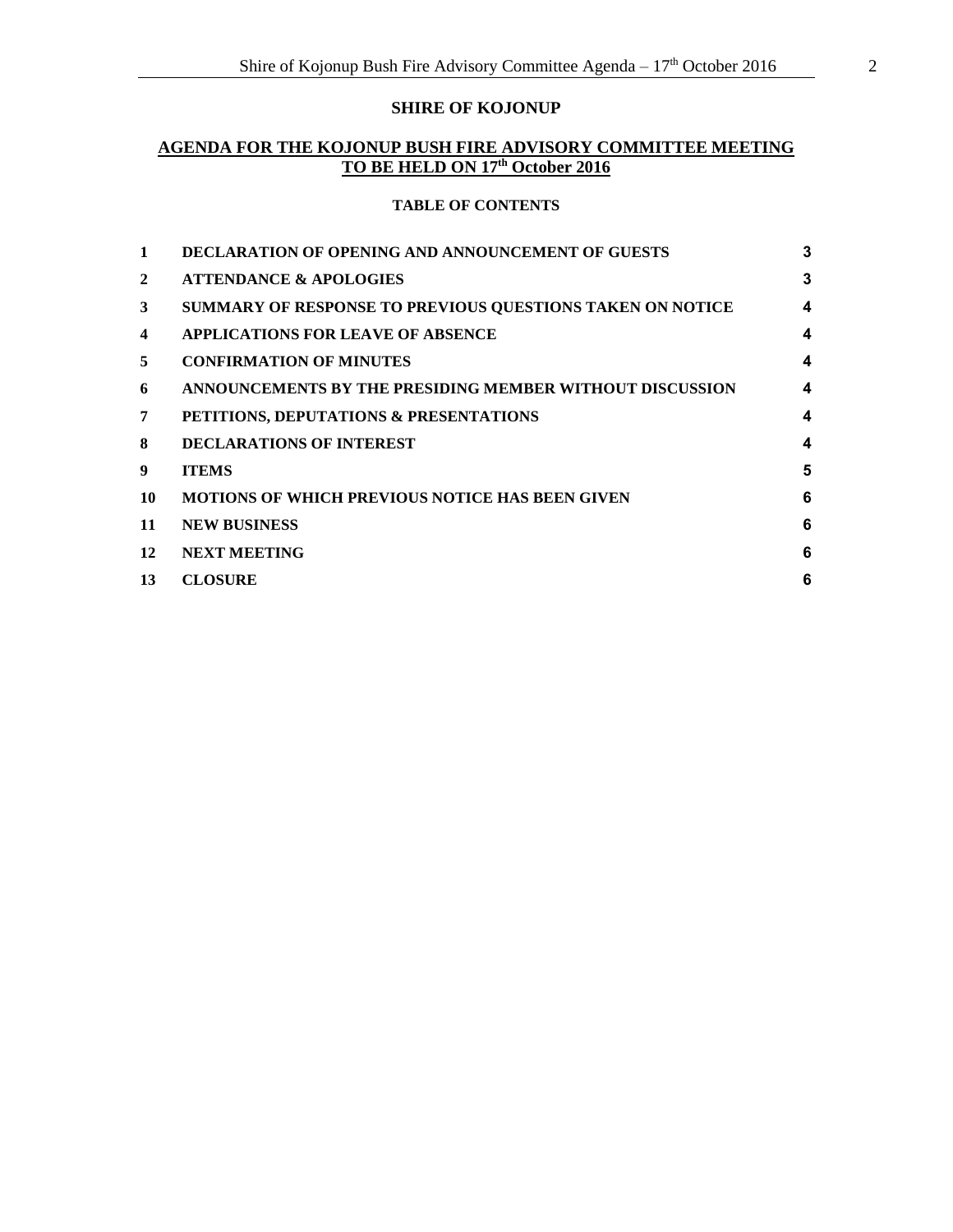## SHIRE OF KOJONUP

## AGENDA FOR THE KOJONUP BUSH FIRE ADVISORY COMMITTEE MEETING TO BE HELD ON 17th October 2016

### TABLE OF CONTENTS

| | | |
|---|---|---|
| 1 | DECLARATION OF OPENING AND ANNOUNCEMENT OF GUESTS | 3 |
| 2 | ATTENDANCE & APOLOGIES | 3 |
| 3 | SUMMARY OF RESPONSE TO PREVIOUS QUESTIONS TAKEN ON NOTICE | 4 |
| 4 | APPLICATIONS FOR LEAVE OF ABSENCE | 4 |
| 5 | CONFIRMATION OF MINUTES | 4 |
| 6 | ANNOUNCEMENTS BY THE PRESIDING MEMBER WITHOUT DISCUSSION | 4 |
| 7 | PETITIONS, DEPUTATIONS & PRESENTATIONS | 4 |
| 8 | DECLARATIONS OF INTEREST | 4 |
| 9 | ITEMS | 5 |
| 10 | MOTIONS OF WHICH PREVIOUS NOTICE HAS BEEN GIVEN | 6 |
| 11 | NEW BUSINESS | 6 |
| 12 | NEXT MEETING | 6 |
| 13 | CLOSURE | 6 |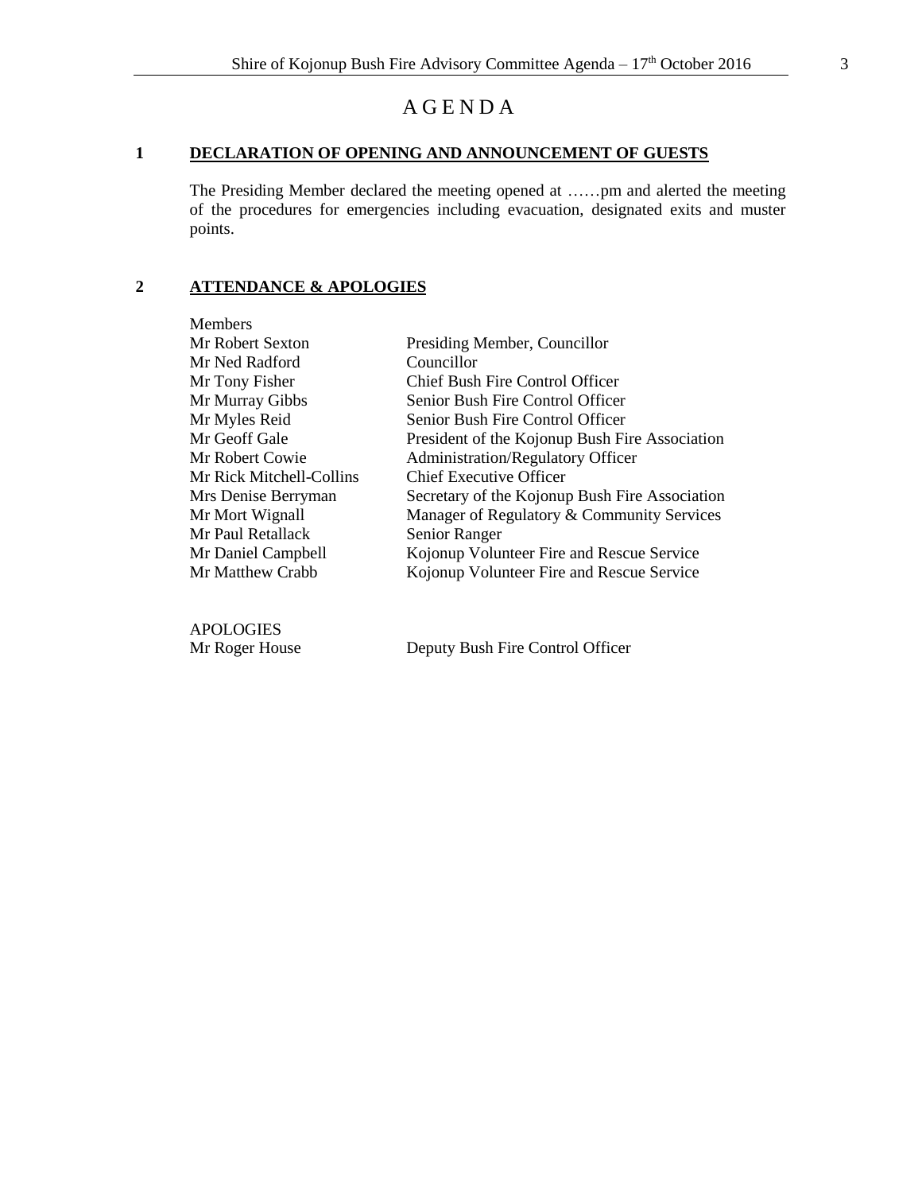# AGENDA

## 1 DECLARATION OF OPENING AND ANNOUNCEMENT OF GUESTS

The Presiding Member declared the meeting opened at ……pm and alerted the meeting of the procedures for emergencies including evacuation, designated exits and muster points.

## 2 ATTENDANCE & APOLOGIES

Members

| | |
|---|---|
| Mr Robert Sexton | Presiding Member, Councillor |
| Mr Ned Radford | Councillor |
| Mr Tony Fisher | Chief Bush Fire Control Officer |
| Mr Murray Gibbs | Senior Bush Fire Control Officer |
| Mr Myles Reid | Senior Bush Fire Control Officer |
| Mr Geoff Gale | President of the Kojonup Bush Fire Association |
| Mr Robert Cowie | Administration/Regulatory Officer |
| Mr Rick Mitchell-Collins | Chief Executive Officer |
| Mrs Denise Berryman | Secretary of the Kojonup Bush Fire Association |
| Mr Mort Wignall | Manager of Regulatory & Community Services |
| Mr Paul Retallack | Senior Ranger |
| Mr Daniel Campbell | Kojonup Volunteer Fire and Rescue Service |
| Mr Matthew Crabb | Kojonup Volunteer Fire and Rescue Service |

APOLOGIES

| | |
|---|---|
| Mr Roger House | Deputy Bush Fire Control Officer |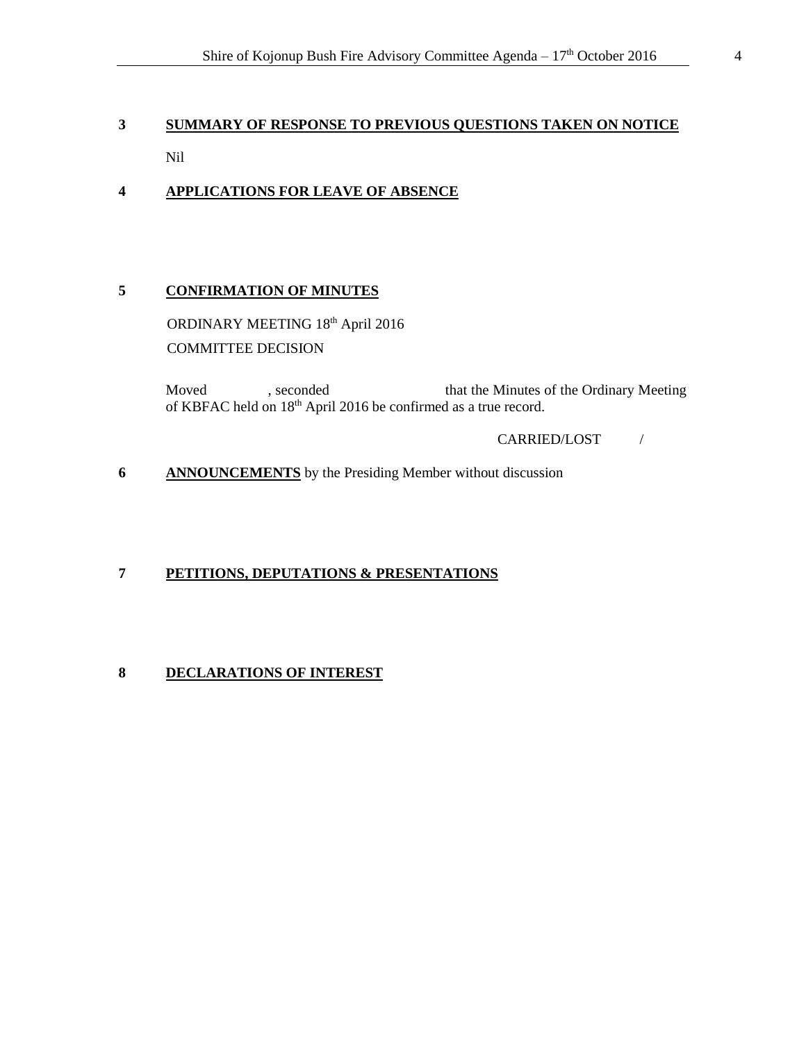## 3 SUMMARY OF RESPONSE TO PREVIOUS QUESTIONS TAKEN ON NOTICE

Nil

## 4 APPLICATIONS FOR LEAVE OF ABSENCE

## 5 CONFIRMATION OF MINUTES

ORDINARY MEETING 18th April 2016

COMMITTEE DECISION

Moved , seconded that the Minutes of the Ordinary Meeting of KBFAC held on 18th April 2016 be confirmed as a true record.

CARRIED/LOST /

## 6 ANNOUNCEMENTS by the Presiding Member without discussion

## 7 PETITIONS, DEPUTATIONS & PRESENTATIONS

## 8 DECLARATIONS OF INTEREST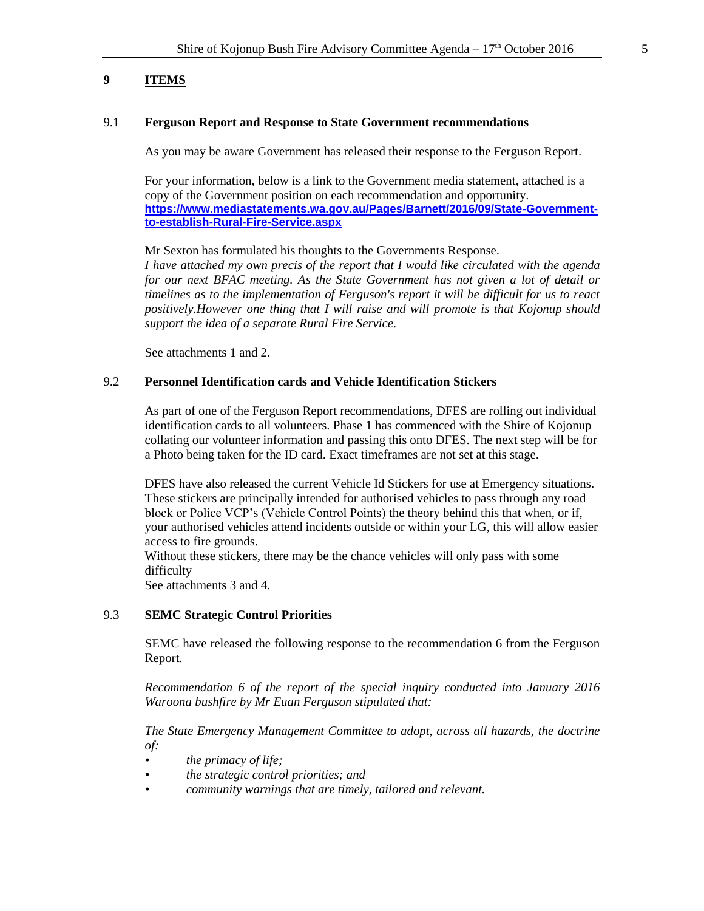## 9 ITEMS

### 9.1 Ferguson Report and Response to State Government recommendations

As you may be aware Government has released their response to the Ferguson Report.

For your information, below is a link to the Government media statement, attached is a copy of the Government position on each recommendation and opportunity.
**https://www.mediastatements.wa.gov.au/Pages/Barnett/2016/09/State-Government-to-establish-Rural-Fire-Service.aspx**

Mr Sexton has formulated his thoughts to the Governments Response.
*I have attached my own precis of the report that I would like circulated with the agenda for our next BFAC meeting. As the State Government has not given a lot of detail or timelines as to the implementation of Ferguson's report it will be difficult for us to react positively.However one thing that I will raise and will promote is that Kojonup should support the idea of a separate Rural Fire Service.*

See attachments 1 and 2.

### 9.2 Personnel Identification cards and Vehicle Identification Stickers

As part of one of the Ferguson Report recommendations, DFES are rolling out individual identification cards to all volunteers. Phase 1 has commenced with the Shire of Kojonup collating our volunteer information and passing this onto DFES. The next step will be for a Photo being taken for the ID card. Exact timeframes are not set at this stage.

DFES have also released the current Vehicle Id Stickers for use at Emergency situations. These stickers are principally intended for authorised vehicles to pass through any road block or Police VCP's (Vehicle Control Points) the theory behind this that when, or if, your authorised vehicles attend incidents outside or within your LG, this will allow easier access to fire grounds.
Without these stickers, there may be the chance vehicles will only pass with some difficulty
See attachments 3 and 4.

### 9.3 SEMC Strategic Control Priorities

SEMC have released the following response to the recommendation 6 from the Ferguson Report.

*Recommendation 6 of the report of the special inquiry conducted into January 2016 Waroona bushfire by Mr Euan Ferguson stipulated that:*

*The State Emergency Management Committee to adopt, across all hazards, the doctrine of:*

- *the primacy of life;*
- *the strategic control priorities; and*
- *community warnings that are timely, tailored and relevant.*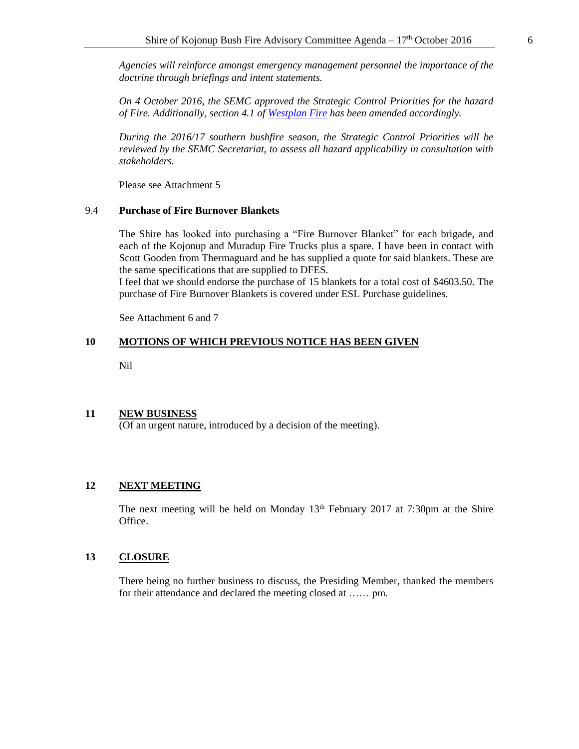*Agencies will reinforce amongst emergency management personnel the importance of the doctrine through briefings and intent statements.*

*On 4 October 2016, the SEMC approved the Strategic Control Priorities for the hazard of Fire. Additionally, section 4.1 of Westplan Fire has been amended accordingly.*

*During the 2016/17 southern bushfire season, the Strategic Control Priorities will be reviewed by the SEMC Secretariat, to assess all hazard applicability in consultation with stakeholders.*

Please see Attachment 5

### 9.4 **Purchase of Fire Burnover Blankets**

The Shire has looked into purchasing a "Fire Burnover Blanket" for each brigade, and each of the Kojonup and Muradup Fire Trucks plus a spare. I have been in contact with Scott Gooden from Thermaguard and he has supplied a quote for said blankets. These are the same specifications that are supplied to DFES.
I feel that we should endorse the purchase of 15 blankets for a total cost of $4603.50. The purchase of Fire Burnover Blankets is covered under ESL Purchase guidelines.

See Attachment 6 and 7

## 10 MOTIONS OF WHICH PREVIOUS NOTICE HAS BEEN GIVEN

Nil

## 11 NEW BUSINESS

(Of an urgent nature, introduced by a decision of the meeting).

## 12 NEXT MEETING

The next meeting will be held on Monday 13th February 2017 at 7:30pm at the Shire Office.

## 13 CLOSURE

There being no further business to discuss, the Presiding Member, thanked the members for their attendance and declared the meeting closed at …… pm.